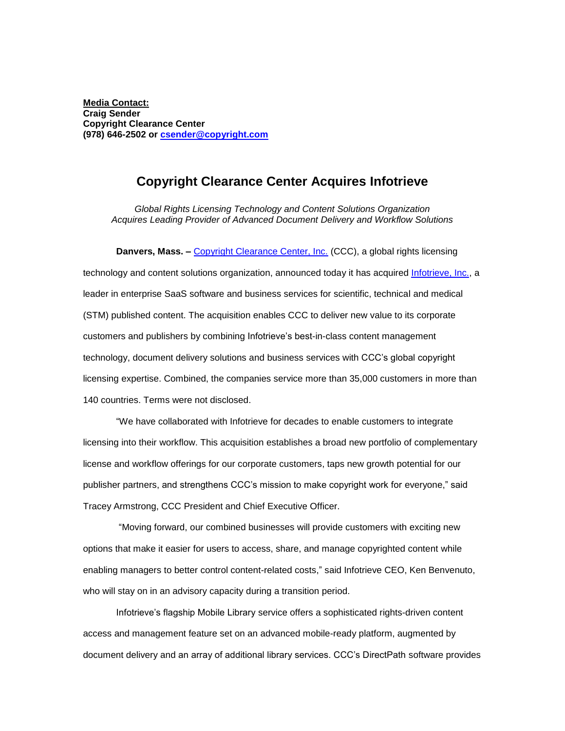**Media Contact:**
**Craig Sender**
**Copyright Clearance Center**
**(978) 646-2502 or [csender@copyright.com](mailto:csender@copyright.com)**

# Copyright Clearance Center Acquires Infotrieve

*Global Rights Licensing Technology and Content Solutions Organization Acquires Leading Provider of Advanced Document Delivery and Workflow Solutions*

**Danvers, Mass. –** Copyright Clearance Center, Inc. (CCC), a global rights licensing technology and content solutions organization, announced today it has acquired Infotrieve, Inc., a leader in enterprise SaaS software and business services for scientific, technical and medical (STM) published content. The acquisition enables CCC to deliver new value to its corporate customers and publishers by combining Infotrieve's best-in-class content management technology, document delivery solutions and business services with CCC's global copyright licensing expertise. Combined, the companies service more than 35,000 customers in more than 140 countries. Terms were not disclosed.

"We have collaborated with Infotrieve for decades to enable customers to integrate licensing into their workflow. This acquisition establishes a broad new portfolio of complementary license and workflow offerings for our corporate customers, taps new growth potential for our publisher partners, and strengthens CCC's mission to make copyright work for everyone," said Tracey Armstrong, CCC President and Chief Executive Officer.

"Moving forward, our combined businesses will provide customers with exciting new options that make it easier for users to access, share, and manage copyrighted content while enabling managers to better control content-related costs," said Infotrieve CEO, Ken Benvenuto, who will stay on in an advisory capacity during a transition period.

Infotrieve's flagship Mobile Library service offers a sophisticated rights-driven content access and management feature set on an advanced mobile-ready platform, augmented by document delivery and an array of additional library services. CCC's DirectPath software provides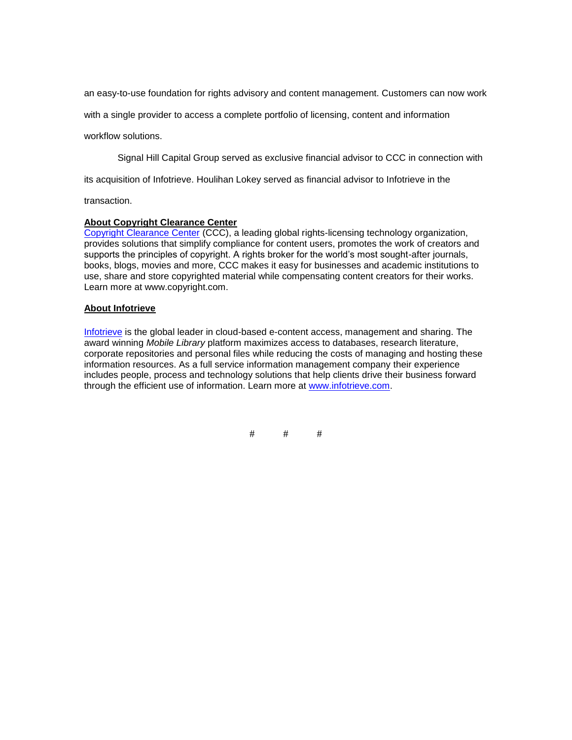an easy-to-use foundation for rights advisory and content management. Customers can now work with a single provider to access a complete portfolio of licensing, content and information workflow solutions.

Signal Hill Capital Group served as exclusive financial advisor to CCC in connection with its acquisition of Infotrieve. Houlihan Lokey served as financial advisor to Infotrieve in the transaction.

**About Copyright Clearance Center**

Copyright Clearance Center (CCC), a leading global rights-licensing technology organization, provides solutions that simplify compliance for content users, promotes the work of creators and supports the principles of copyright. A rights broker for the world's most sought-after journals, books, blogs, movies and more, CCC makes it easy for businesses and academic institutions to use, share and store copyrighted material while compensating content creators for their works. Learn more at www.copyright.com.

**About Infotrieve**

Infotrieve is the global leader in cloud-based e-content access, management and sharing. The award winning *Mobile Library* platform maximizes access to databases, research literature, corporate repositories and personal files while reducing the costs of managing and hosting these information resources. As a full service information management company their experience includes people, process and technology solutions that help clients drive their business forward through the efficient use of information. Learn more at www.infotrieve.com.

# # #